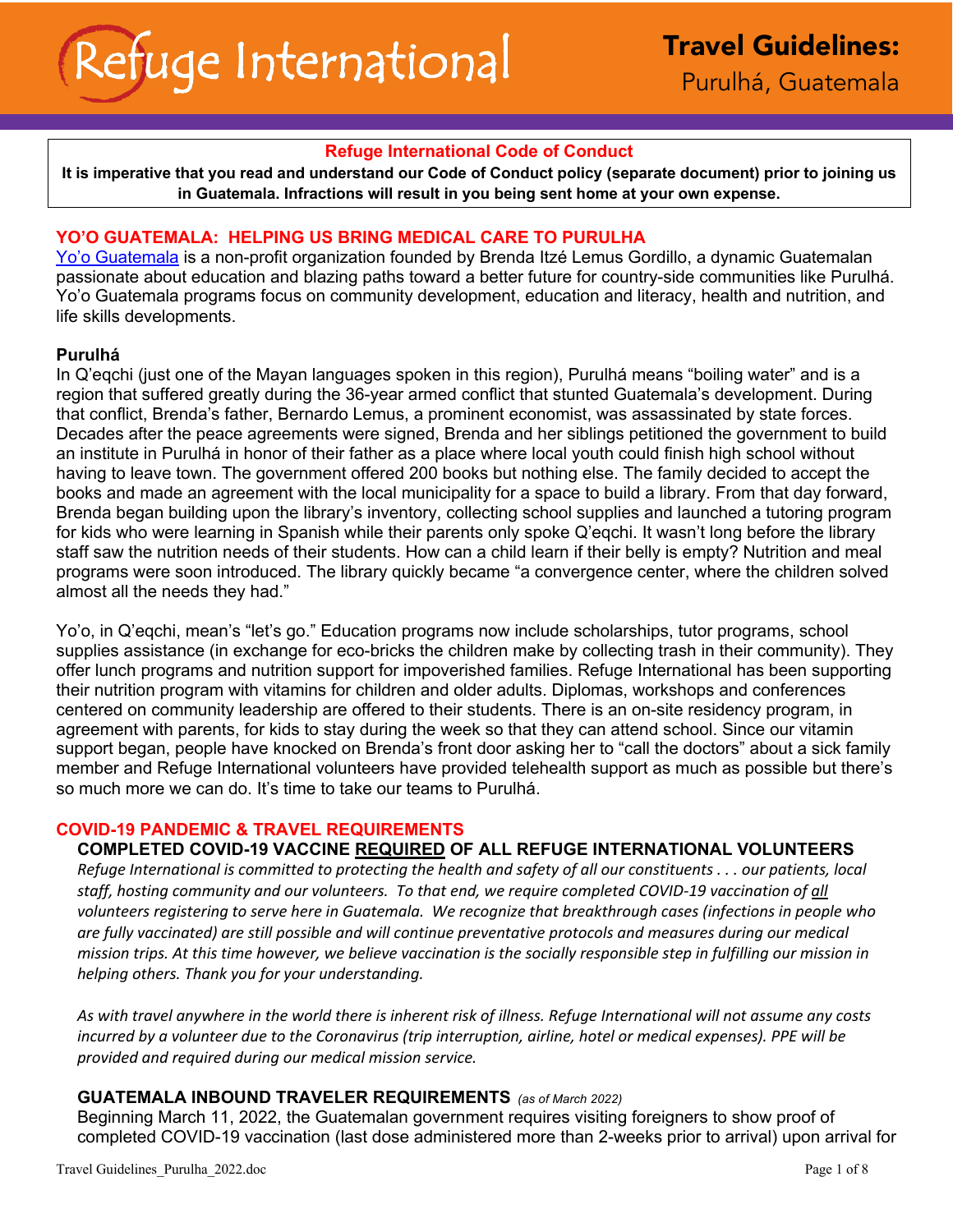# Refuge International

## Travel Guidelines: Purulhá, Guatemala

**Refuge International Code of Conduct**

**It is imperative that you read and understand our Code of Conduct policy (separate document) prior to joining us in Guatemala. Infractions will result in you being sent home at your own expense.**

## YO'O GUATEMALA: HELPING US BRING MEDICAL CARE TO PURULHA

Yo'o Guatemala is a non-profit organization founded by Brenda Itzé Lemus Gordillo, a dynamic Guatemalan passionate about education and blazing paths toward a better future for country-side communities like Purulhá. Yo'o Guatemala programs focus on community development, education and literacy, health and nutrition, and life skills developments.

### Purulhá

In Q'eqchi (just one of the Mayan languages spoken in this region), Purulhá means "boiling water" and is a region that suffered greatly during the 36-year armed conflict that stunted Guatemala's development. During that conflict, Brenda's father, Bernardo Lemus, a prominent economist, was assassinated by state forces. Decades after the peace agreements were signed, Brenda and her siblings petitioned the government to build an institute in Purulhá in honor of their father as a place where local youth could finish high school without having to leave town. The government offered 200 books but nothing else. The family decided to accept the books and made an agreement with the local municipality for a space to build a library. From that day forward, Brenda began building upon the library's inventory, collecting school supplies and launched a tutoring program for kids who were learning in Spanish while their parents only spoke Q'eqchi. It wasn't long before the library staff saw the nutrition needs of their students. How can a child learn if their belly is empty? Nutrition and meal programs were soon introduced. The library quickly became "a convergence center, where the children solved almost all the needs they had."

Yo'o, in Q'eqchi, mean's "let's go." Education programs now include scholarships, tutor programs, school supplies assistance (in exchange for eco-bricks the children make by collecting trash in their community). They offer lunch programs and nutrition support for impoverished families. Refuge International has been supporting their nutrition program with vitamins for children and older adults. Diplomas, workshops and conferences centered on community leadership are offered to their students. There is an on-site residency program, in agreement with parents, for kids to stay during the week so that they can attend school. Since our vitamin support began, people have knocked on Brenda's front door asking her to "call the doctors" about a sick family member and Refuge International volunteers have provided telehealth support as much as possible but there's so much more we can do. It's time to take our teams to Purulhá.

## COVID-19 PANDEMIC & TRAVEL REQUIREMENTS

### COMPLETED COVID-19 VACCINE REQUIRED OF ALL REFUGE INTERNATIONAL VOLUNTEERS

*Refuge International is committed to protecting the health and safety of all our constituents . . . our patients, local staff, hosting community and our volunteers. To that end, we require completed COVID-19 vaccination of all volunteers registering to serve here in Guatemala. We recognize that breakthrough cases (infections in people who are fully vaccinated) are still possible and will continue preventative protocols and measures during our medical mission trips. At this time however, we believe vaccination is the socially responsible step in fulfilling our mission in helping others. Thank you for your understanding.*

*As with travel anywhere in the world there is inherent risk of illness. Refuge International will not assume any costs incurred by a volunteer due to the Coronavirus (trip interruption, airline, hotel or medical expenses). PPE will be provided and required during our medical mission service.*

### GUATEMALA INBOUND TRAVELER REQUIREMENTS *(as of March 2022)*

Beginning March 11, 2022, the Guatemalan government requires visiting foreigners to show proof of completed COVID-19 vaccination (last dose administered more than 2-weeks prior to arrival) upon arrival for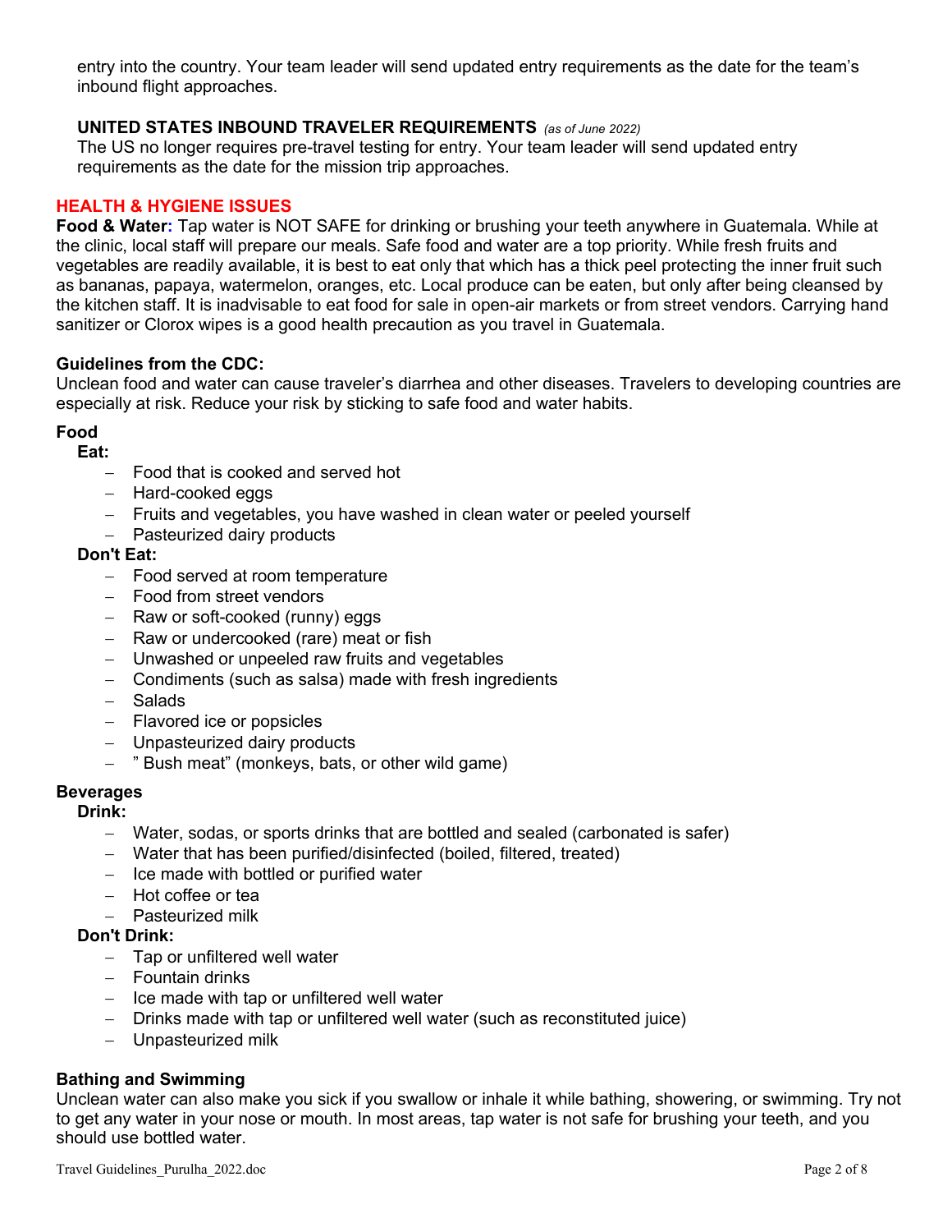entry into the country. Your team leader will send updated entry requirements as the date for the team's inbound flight approaches.

### UNITED STATES INBOUND TRAVELER REQUIREMENTS *(as of June 2022)*

The US no longer requires pre-travel testing for entry. Your team leader will send updated entry requirements as the date for the mission trip approaches.

## HEALTH & HYGIENE ISSUES

**Food & Water:** Tap water is NOT SAFE for drinking or brushing your teeth anywhere in Guatemala. While at the clinic, local staff will prepare our meals. Safe food and water are a top priority. While fresh fruits and vegetables are readily available, it is best to eat only that which has a thick peel protecting the inner fruit such as bananas, papaya, watermelon, oranges, etc. Local produce can be eaten, but only after being cleansed by the kitchen staff. It is inadvisable to eat food for sale in open-air markets or from street vendors. Carrying hand sanitizer or Clorox wipes is a good health precaution as you travel in Guatemala.

**Guidelines from the CDC:**

Unclean food and water can cause traveler's diarrhea and other diseases. Travelers to developing countries are especially at risk. Reduce your risk by sticking to safe food and water habits.

**Food**

**Eat:**

- Food that is cooked and served hot
- Hard-cooked eggs
- Fruits and vegetables, you have washed in clean water or peeled yourself
- Pasteurized dairy products

**Don't Eat:**

- Food served at room temperature
- Food from street vendors
- Raw or soft-cooked (runny) eggs
- Raw or undercooked (rare) meat or fish
- Unwashed or unpeeled raw fruits and vegetables
- Condiments (such as salsa) made with fresh ingredients
- Salads
- Flavored ice or popsicles
- Unpasteurized dairy products
- " Bush meat" (monkeys, bats, or other wild game)

**Beverages**

**Drink:**

- Water, sodas, or sports drinks that are bottled and sealed (carbonated is safer)
- Water that has been purified/disinfected (boiled, filtered, treated)
- Ice made with bottled or purified water
- Hot coffee or tea
- Pasteurized milk

**Don't Drink:**

- Tap or unfiltered well water
- Fountain drinks
- Ice made with tap or unfiltered well water
- Drinks made with tap or unfiltered well water (such as reconstituted juice)
- Unpasteurized milk

**Bathing and Swimming**

Unclean water can also make you sick if you swallow or inhale it while bathing, showering, or swimming. Try not to get any water in your nose or mouth. In most areas, tap water is not safe for brushing your teeth, and you should use bottled water.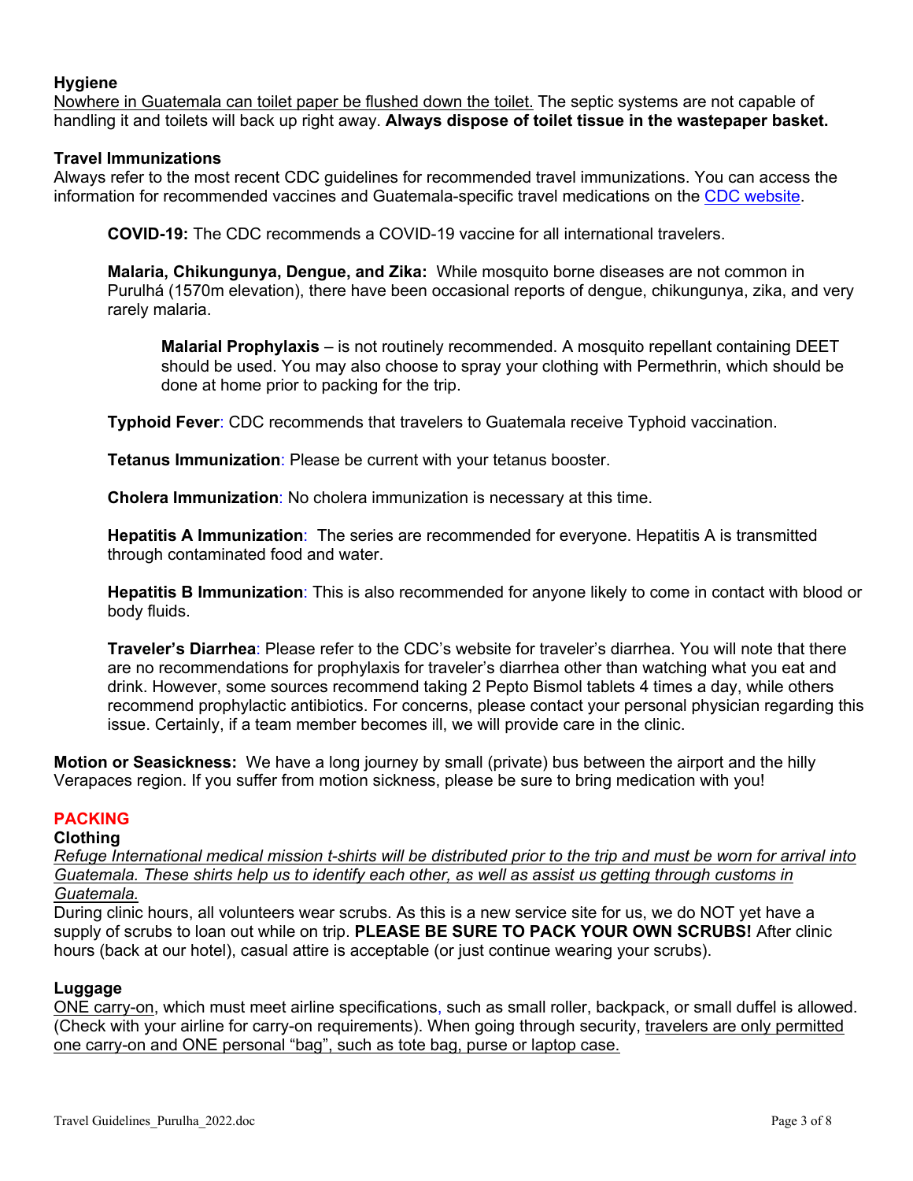### Hygiene

Nowhere in Guatemala can toilet paper be flushed down the toilet. The septic systems are not capable of handling it and toilets will back up right away. **Always dispose of toilet tissue in the wastepaper basket.**

### Travel Immunizations

Always refer to the most recent CDC guidelines for recommended travel immunizations. You can access the information for recommended vaccines and Guatemala-specific travel medications on the CDC website.

**COVID-19:** The CDC recommends a COVID-19 vaccine for all international travelers.

**Malaria, Chikungunya, Dengue, and Zika:** While mosquito borne diseases are not common in Purulhá (1570m elevation), there have been occasional reports of dengue, chikungunya, zika, and very rarely malaria.

> **Malarial Prophylaxis** – is not routinely recommended. A mosquito repellant containing DEET should be used. You may also choose to spray your clothing with Permethrin, which should be done at home prior to packing for the trip.

**Typhoid Fever**: CDC recommends that travelers to Guatemala receive Typhoid vaccination.

**Tetanus Immunization**: Please be current with your tetanus booster.

**Cholera Immunization**: No cholera immunization is necessary at this time.

**Hepatitis A Immunization**: The series are recommended for everyone. Hepatitis A is transmitted through contaminated food and water.

**Hepatitis B Immunization**: This is also recommended for anyone likely to come in contact with blood or body fluids.

**Traveler's Diarrhea**: Please refer to the CDC's website for traveler's diarrhea. You will note that there are no recommendations for prophylaxis for traveler's diarrhea other than watching what you eat and drink. However, some sources recommend taking 2 Pepto Bismol tablets 4 times a day, while others recommend prophylactic antibiotics. For concerns, please contact your personal physician regarding this issue. Certainly, if a team member becomes ill, we will provide care in the clinic.

**Motion or Seasickness:** We have a long journey by small (private) bus between the airport and the hilly Verapaces region. If you suffer from motion sickness, please be sure to bring medication with you!

## PACKING

### Clothing

*Refuge International medical mission t-shirts will be distributed prior to the trip and must be worn for arrival into Guatemala. These shirts help us to identify each other, as well as assist us getting through customs in Guatemala.*

During clinic hours, all volunteers wear scrubs. As this is a new service site for us, we do NOT yet have a supply of scrubs to loan out while on trip. **PLEASE BE SURE TO PACK YOUR OWN SCRUBS!** After clinic hours (back at our hotel), casual attire is acceptable (or just continue wearing your scrubs).

### Luggage

ONE carry-on, which must meet airline specifications, such as small roller, backpack, or small duffel is allowed. (Check with your airline for carry-on requirements). When going through security, travelers are only permitted one carry-on and ONE personal "bag", such as tote bag, purse or laptop case.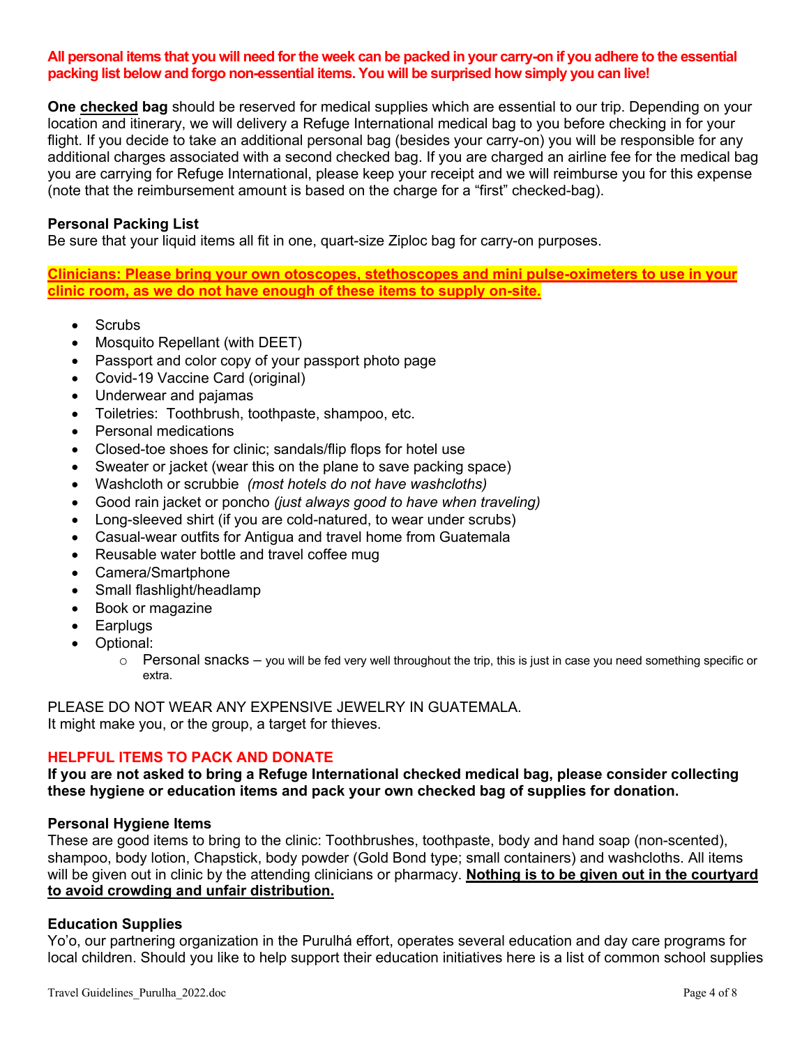**All personal items that you will need for the week can be packed in your carry-on if you adhere to the essential packing list below and forgo non-essential items. You will be surprised how simply you can live!**

**One checked bag** should be reserved for medical supplies which are essential to our trip. Depending on your location and itinerary, we will delivery a Refuge International medical bag to you before checking in for your flight. If you decide to take an additional personal bag (besides your carry-on) you will be responsible for any additional charges associated with a second checked bag. If you are charged an airline fee for the medical bag you are carrying for Refuge International, please keep your receipt and we will reimburse you for this expense (note that the reimbursement amount is based on the charge for a "first" checked-bag).

### Personal Packing List

Be sure that your liquid items all fit in one, quart-size Ziploc bag for carry-on purposes.

**Clinicians: Please bring your own otoscopes, stethoscopes and mini pulse-oximeters to use in your clinic room, as we do not have enough of these items to supply on-site.**

- Scrubs
- Mosquito Repellant (with DEET)
- Passport and color copy of your passport photo page
- Covid-19 Vaccine Card (original)
- Underwear and pajamas
- Toiletries: Toothbrush, toothpaste, shampoo, etc.
- Personal medications
- Closed-toe shoes for clinic; sandals/flip flops for hotel use
- Sweater or jacket (wear this on the plane to save packing space)
- Washcloth or scrubbie *(most hotels do not have washcloths)*
- Good rain jacket or poncho *(just always good to have when traveling)*
- Long-sleeved shirt (if you are cold-natured, to wear under scrubs)
- Casual-wear outfits for Antigua and travel home from Guatemala
- Reusable water bottle and travel coffee mug
- Camera/Smartphone
- Small flashlight/headlamp
- Book or magazine
- Earplugs
- Optional:
  - Personal snacks – you will be fed very well throughout the trip, this is just in case you need something specific or extra.

PLEASE DO NOT WEAR ANY EXPENSIVE JEWELRY IN GUATEMALA.
It might make you, or the group, a target for thieves.

## HELPFUL ITEMS TO PACK AND DONATE

**If you are not asked to bring a Refuge International checked medical bag, please consider collecting these hygiene or education items and pack your own checked bag of supplies for donation.**

### Personal Hygiene Items

These are good items to bring to the clinic: Toothbrushes, toothpaste, body and hand soap (non-scented), shampoo, body lotion, Chapstick, body powder (Gold Bond type; small containers) and washcloths. All items will be given out in clinic by the attending clinicians or pharmacy. **Nothing is to be given out in the courtyard to avoid crowding and unfair distribution.**

### Education Supplies

Yo'o, our partnering organization in the Purulhá effort, operates several education and day care programs for local children. Should you like to help support their education initiatives here is a list of common school supplies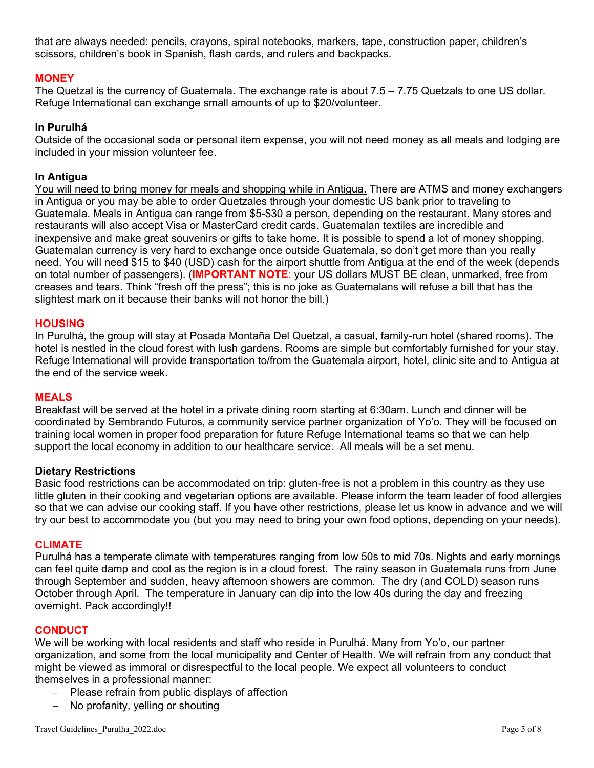that are always needed: pencils, crayons, spiral notebooks, markers, tape, construction paper, children's scissors, children's book in Spanish, flash cards, and rulers and backpacks.

## MONEY

The Quetzal is the currency of Guatemala. The exchange rate is about 7.5 – 7.75 Quetzals to one US dollar. Refuge International can exchange small amounts of up to $20/volunteer.

### In Purulhá

Outside of the occasional soda or personal item expense, you will not need money as all meals and lodging are included in your mission volunteer fee.

### In Antigua

You will need to bring money for meals and shopping while in Antigua. There are ATMS and money exchangers in Antigua or you may be able to order Quetzales through your domestic US bank prior to traveling to Guatemala. Meals in Antigua can range from $5-$30 a person, depending on the restaurant. Many stores and restaurants will also accept Visa or MasterCard credit cards. Guatemalan textiles are incredible and inexpensive and make great souvenirs or gifts to take home. It is possible to spend a lot of money shopping. Guatemalan currency is very hard to exchange once outside Guatemala, so don't get more than you really need. You will need $15 to $40 (USD) cash for the airport shuttle from Antigua at the end of the week (depends on total number of passengers). (**IMPORTANT NOTE**: your US dollars MUST BE clean, unmarked, free from creases and tears. Think "fresh off the press"; this is no joke as Guatemalans will refuse a bill that has the slightest mark on it because their banks will not honor the bill.)

## HOUSING

In Purulhá, the group will stay at Posada Montaña Del Quetzal, a casual, family-run hotel (shared rooms). The hotel is nestled in the cloud forest with lush gardens. Rooms are simple but comfortably furnished for your stay. Refuge International will provide transportation to/from the Guatemala airport, hotel, clinic site and to Antigua at the end of the service week.

## MEALS

Breakfast will be served at the hotel in a private dining room starting at 6:30am. Lunch and dinner will be coordinated by Sembrando Futuros, a community service partner organization of Yo'o. They will be focused on training local women in proper food preparation for future Refuge International teams so that we can help support the local economy in addition to our healthcare service. All meals will be a set menu.

### Dietary Restrictions

Basic food restrictions can be accommodated on trip: gluten-free is not a problem in this country as they use little gluten in their cooking and vegetarian options are available. Please inform the team leader of food allergies so that we can advise our cooking staff. If you have other restrictions, please let us know in advance and we will try our best to accommodate you (but you may need to bring your own food options, depending on your needs).

## CLIMATE

Purulhá has a temperate climate with temperatures ranging from low 50s to mid 70s. Nights and early mornings can feel quite damp and cool as the region is in a cloud forest. The rainy season in Guatemala runs from June through September and sudden, heavy afternoon showers are common. The dry (and COLD) season runs October through April. The temperature in January can dip into the low 40s during the day and freezing overnight. Pack accordingly!!

## CONDUCT

We will be working with local residents and staff who reside in Purulhá. Many from Yo'o, our partner organization, and some from the local municipality and Center of Health. We will refrain from any conduct that might be viewed as immoral or disrespectful to the local people. We expect all volunteers to conduct themselves in a professional manner:

- Please refrain from public displays of affection
- No profanity, yelling or shouting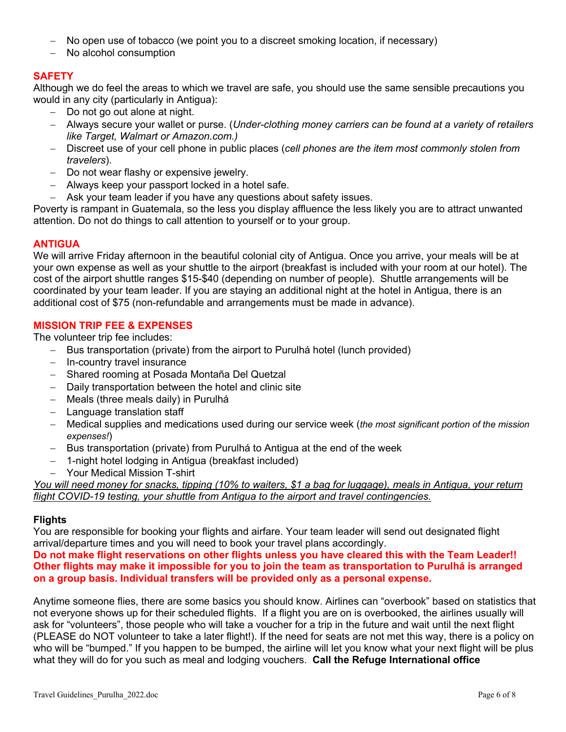- No open use of tobacco (we point you to a discreet smoking location, if necessary)
- No alcohol consumption

## SAFETY

Although we do feel the areas to which we travel are safe, you should use the same sensible precautions you would in any city (particularly in Antigua):

- Do not go out alone at night.
- Always secure your wallet or purse. (*Under-clothing money carriers can be found at a variety of retailers like Target, Walmart or Amazon.com.)*
- Discreet use of your cell phone in public places (*cell phones are the item most commonly stolen from travelers*).
- Do not wear flashy or expensive jewelry.
- Always keep your passport locked in a hotel safe.
- Ask your team leader if you have any questions about safety issues.

Poverty is rampant in Guatemala, so the less you display affluence the less likely you are to attract unwanted attention. Do not do things to call attention to yourself or to your group.

## ANTIGUA

We will arrive Friday afternoon in the beautiful colonial city of Antigua. Once you arrive, your meals will be at your own expense as well as your shuttle to the airport (breakfast is included with your room at our hotel). The cost of the airport shuttle ranges $15-$40 (depending on number of people). Shuttle arrangements will be coordinated by your team leader. If you are staying an additional night at the hotel in Antigua, there is an additional cost of $75 (non-refundable and arrangements must be made in advance).

## MISSION TRIP FEE & EXPENSES

The volunteer trip fee includes:

- Bus transportation (private) from the airport to Purulhá hotel (lunch provided)
- In-country travel insurance
- Shared rooming at Posada Montaña Del Quetzal
- Daily transportation between the hotel and clinic site
- Meals (three meals daily) in Purulhá
- Language translation staff
- Medical supplies and medications used during our service week (*the most significant portion of the mission expenses!*)
- Bus transportation (private) from Purulhá to Antigua at the end of the week
- 1-night hotel lodging in Antigua (breakfast included)
- Your Medical Mission T-shirt

*You will need money for snacks, tipping (10% to waiters, $1 a bag for luggage), meals in Antigua, your return flight COVID-19 testing, your shuttle from Antigua to the airport and travel contingencies.*

### Flights

You are responsible for booking your flights and airfare. Your team leader will send out designated flight arrival/departure times and you will need to book your travel plans accordingly.

**Do not make flight reservations on other flights unless you have cleared this with the Team Leader!! Other flights may make it impossible for you to join the team as transportation to Purulhá is arranged on a group basis. Individual transfers will be provided only as a personal expense.**

Anytime someone flies, there are some basics you should know. Airlines can "overbook" based on statistics that not everyone shows up for their scheduled flights. If a flight you are on is overbooked, the airlines usually will ask for "volunteers", those people who will take a voucher for a trip in the future and wait until the next flight (PLEASE do NOT volunteer to take a later flight!). If the need for seats are not met this way, there is a policy on who will be "bumped." If you happen to be bumped, the airline will let you know what your next flight will be plus what they will do for you such as meal and lodging vouchers. **Call the Refuge International office**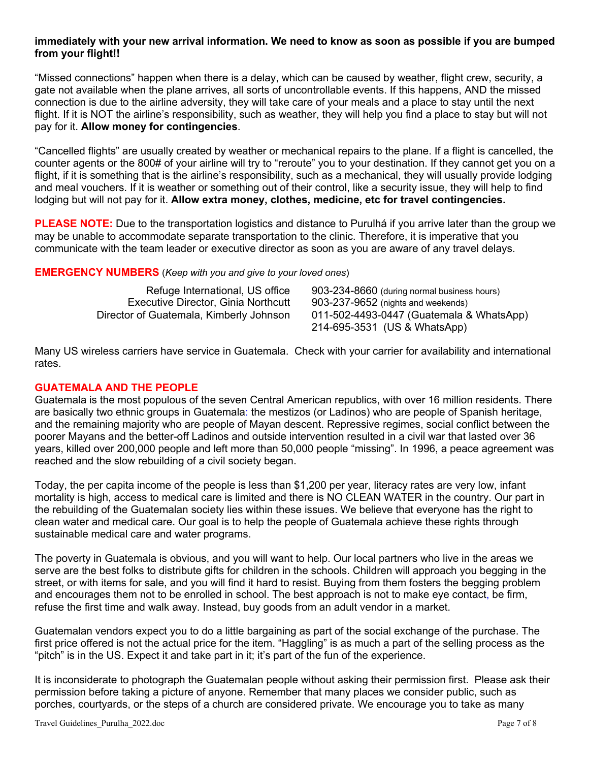**immediately with your new arrival information. We need to know as soon as possible if you are bumped from your flight!!**

“Missed connections” happen when there is a delay, which can be caused by weather, flight crew, security, a gate not available when the plane arrives, all sorts of uncontrollable events. If this happens, AND the missed connection is due to the airline adversity, they will take care of your meals and a place to stay until the next flight. If it is NOT the airline’s responsibility, such as weather, they will help you find a place to stay but will not pay for it. **Allow money for contingencies**.

“Cancelled flights” are usually created by weather or mechanical repairs to the plane. If a flight is cancelled, the counter agents or the 800# of your airline will try to “reroute” you to your destination. If they cannot get you on a flight, if it is something that is the airline’s responsibility, such as a mechanical, they will usually provide lodging and meal vouchers. If it is weather or something out of their control, like a security issue, they will help to find lodging but will not pay for it. **Allow extra money, clothes, medicine, etc for travel contingencies.**

**PLEASE NOTE:** Due to the transportation logistics and distance to Purulhá if you arrive later than the group we may be unable to accommodate separate transportation to the clinic. Therefore, it is imperative that you communicate with the team leader or executive director as soon as you are aware of any travel delays.

**EMERGENCY NUMBERS** (*Keep with you and give to your loved ones*)

| | |
|---|---|
| Refuge International, US office | 903-234-8660 (during normal business hours) |
| Executive Director, Ginia Northcutt | 903-237-9652 (nights and weekends) |
| Director of Guatemala, Kimberly Johnson | 011-502-4493-0447 (Guatemala & WhatsApp) |
| | 214-695-3531 (US & WhatsApp) |

Many US wireless carriers have service in Guatemala. Check with your carrier for availability and international rates.

## GUATEMALA AND THE PEOPLE

Guatemala is the most populous of the seven Central American republics, with over 16 million residents. There are basically two ethnic groups in Guatemala: the mestizos (or Ladinos) who are people of Spanish heritage, and the remaining majority who are people of Mayan descent. Repressive regimes, social conflict between the poorer Mayans and the better-off Ladinos and outside intervention resulted in a civil war that lasted over 36 years, killed over 200,000 people and left more than 50,000 people “missing”. In 1996, a peace agreement was reached and the slow rebuilding of a civil society began.

Today, the per capita income of the people is less than $1,200 per year, literacy rates are very low, infant mortality is high, access to medical care is limited and there is NO CLEAN WATER in the country. Our part in the rebuilding of the Guatemalan society lies within these issues. We believe that everyone has the right to clean water and medical care. Our goal is to help the people of Guatemala achieve these rights through sustainable medical care and water programs.

The poverty in Guatemala is obvious, and you will want to help. Our local partners who live in the areas we serve are the best folks to distribute gifts for children in the schools. Children will approach you begging in the street, or with items for sale, and you will find it hard to resist. Buying from them fosters the begging problem and encourages them not to be enrolled in school. The best approach is not to make eye contact, be firm, refuse the first time and walk away. Instead, buy goods from an adult vendor in a market.

Guatemalan vendors expect you to do a little bargaining as part of the social exchange of the purchase. The first price offered is not the actual price for the item. “Haggling” is as much a part of the selling process as the “pitch” is in the US. Expect it and take part in it; it’s part of the fun of the experience.

It is inconsiderate to photograph the Guatemalan people without asking their permission first. Please ask their permission before taking a picture of anyone. Remember that many places we consider public, such as porches, courtyards, or the steps of a church are considered private. We encourage you to take as many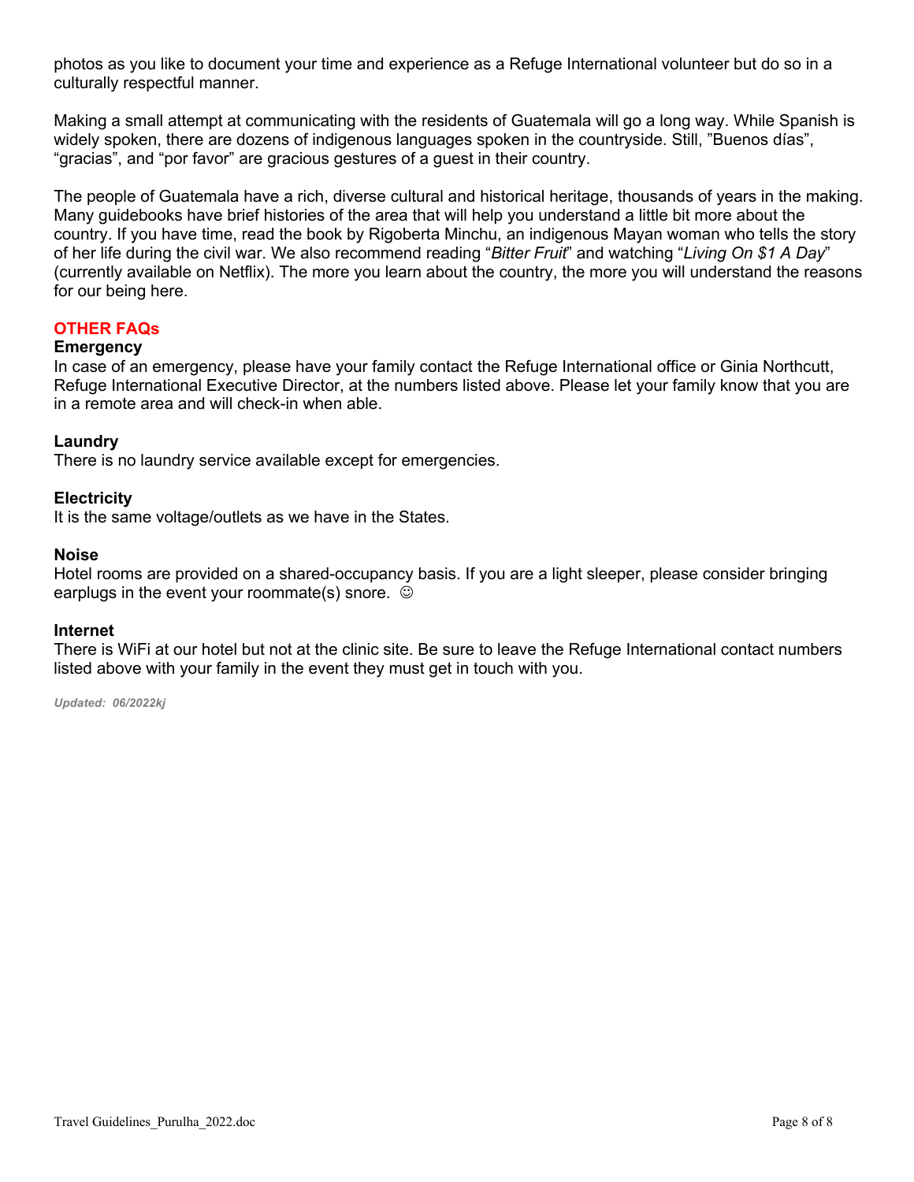photos as you like to document your time and experience as a Refuge International volunteer but do so in a culturally respectful manner.

Making a small attempt at communicating with the residents of Guatemala will go a long way. While Spanish is widely spoken, there are dozens of indigenous languages spoken in the countryside. Still, "Buenos días", "gracias", and "por favor" are gracious gestures of a guest in their country.

The people of Guatemala have a rich, diverse cultural and historical heritage, thousands of years in the making. Many guidebooks have brief histories of the area that will help you understand a little bit more about the country. If you have time, read the book by Rigoberta Minchu, an indigenous Mayan woman who tells the story of her life during the civil war. We also recommend reading "*Bitter Fruit*" and watching "*Living On $1 A Day*" (currently available on Netflix). The more you learn about the country, the more you will understand the reasons for our being here.

## OTHER FAQs

### Emergency

In case of an emergency, please have your family contact the Refuge International office or Ginia Northcutt, Refuge International Executive Director, at the numbers listed above. Please let your family know that you are in a remote area and will check-in when able.

### Laundry

There is no laundry service available except for emergencies.

### Electricity

It is the same voltage/outlets as we have in the States.

### Noise

Hotel rooms are provided on a shared-occupancy basis. If you are a light sleeper, please consider bringing earplugs in the event your roommate(s) snore. ☺

### Internet

There is WiFi at our hotel but not at the clinic site. Be sure to leave the Refuge International contact numbers listed above with your family in the event they must get in touch with you.

*Updated: 06/2022kj*